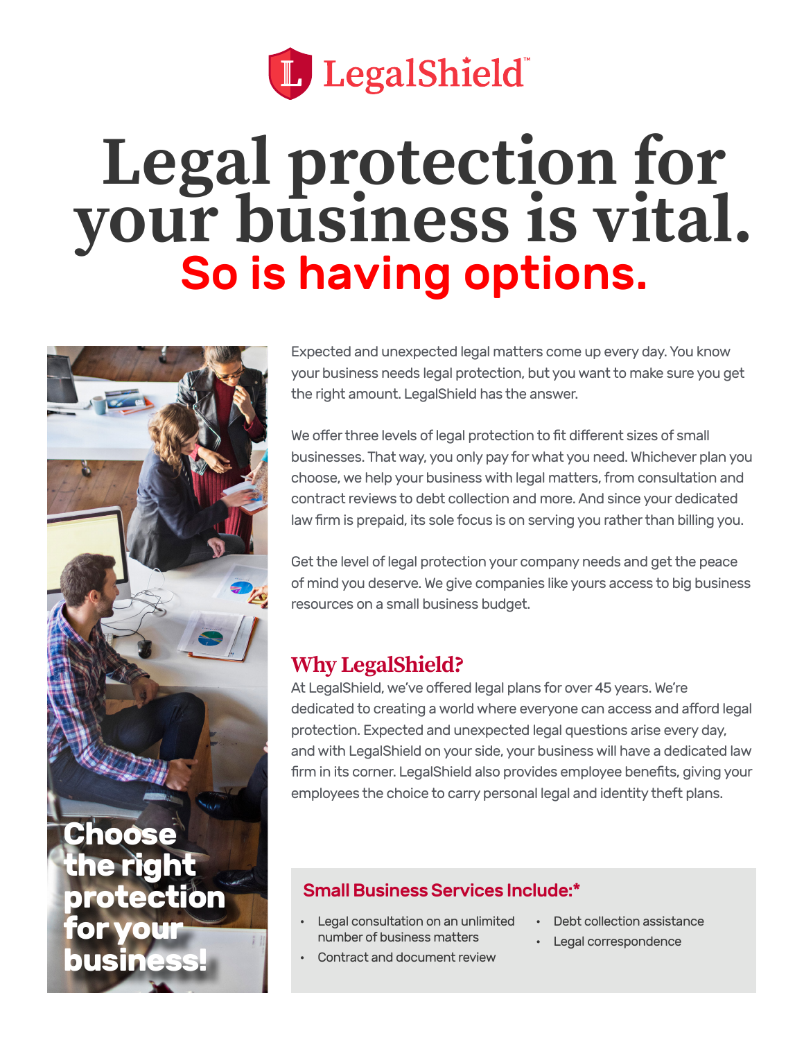LegalShield™

# Legal protection for your business is vital.

## So is having options.

Choose the right protection for your business!

Expected and unexpected legal matters come up every day. You know your business needs legal protection, but you want to make sure you get the right amount. LegalShield has the answer.

We offer three levels of legal protection to fit different sizes of small businesses. That way, you only pay for what you need. Whichever plan you choose, we help your business with legal matters, from consultation and contract reviews to debt collection and more. And since your dedicated law firm is prepaid, its sole focus is on serving you rather than billing you.

Get the level of legal protection your company needs and get the peace of mind you deserve. We give companies like yours access to big business resources on a small business budget.

### Why LegalShield?

At LegalShield, we've offered legal plans for over 45 years. We're dedicated to creating a world where everyone can access and afford legal protection. Expected and unexpected legal questions arise every day, and with LegalShield on your side, your business will have a dedicated law firm in its corner. LegalShield also provides employee benefits, giving your employees the choice to carry personal legal and identity theft plans.

### Small Business Services Include:*

- Legal consultation on an unlimited number of business matters
- Contract and document review
- Debt collection assistance
- Legal correspondence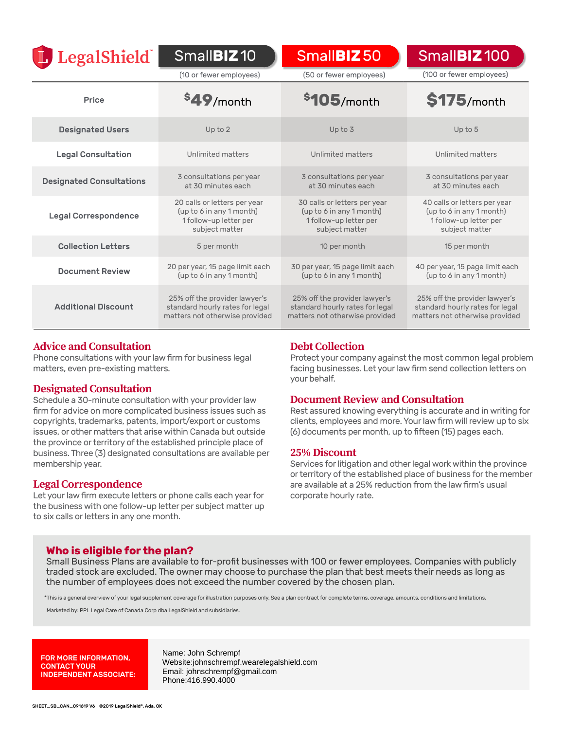| LegalShield | SmallBIZ 10 (10 or fewer employees) | SmallBIZ 50 (50 or fewer employees) | SmallBIZ 100 (100 or fewer employees) |
|---|---|---|---|
| Price | $49/month | $105/month | $175/month |
| Designated Users | Up to 2 | Up to 3 | Up to 5 |
| Legal Consultation | Unlimited matters | Unlimited matters | Unlimited matters |
| Designated Consultations | 3 consultations per year at 30 minutes each | 3 consultations per year at 30 minutes each | 3 consultations per year at 30 minutes each |
| Legal Correspondence | 20 calls or letters per year (up to 6 in any 1 month) 1 follow-up letter per subject matter | 30 calls or letters per year (up to 6 in any 1 month) 1 follow-up letter per subject matter | 40 calls or letters per year (up to 6 in any 1 month) 1 follow-up letter per subject matter |
| Collection Letters | 5 per month | 10 per month | 15 per month |
| Document Review | 20 per year, 15 page limit each (up to 6 in any 1 month) | 30 per year, 15 page limit each (up to 6 in any 1 month) | 40 per year, 15 page limit each (up to 6 in any 1 month) |
| Additional Discount | 25% off the provider lawyer's standard hourly rates for legal matters not otherwise provided | 25% off the provider lawyer's standard hourly rates for legal matters not otherwise provided | 25% off the provider lawyer's standard hourly rates for legal matters not otherwise provided |

## Advice and Consultation

Phone consultations with your law firm for business legal matters, even pre-existing matters.

## Designated Consultation

Schedule a 30-minute consultation with your provider law firm for advice on more complicated business issues such as copyrights, trademarks, patents, import/export or customs issues, or other matters that arise within Canada but outside the province or territory of the established principle place of business. Three (3) designated consultations are available per membership year.

## Legal Correspondence

Let your law firm execute letters or phone calls each year for the business with one follow-up letter per subject matter up to six calls or letters in any one month.

## Debt Collection

Protect your company against the most common legal problem facing businesses. Let your law firm send collection letters on your behalf.

## Document Review and Consultation

Rest assured knowing everything is accurate and in writing for clients, employees and more. Your law firm will review up to six (6) documents per month, up to fifteen (15) pages each.

## 25% Discount

Services for litigation and other legal work within the province or territory of the established place of business for the member are available at a 25% reduction from the law firm's usual corporate hourly rate.

## Who is eligible for the plan?

Small Business Plans are available to for-profit businesses with 100 or fewer employees. Companies with publicly traded stock are excluded. The owner may choose to purchase the plan that best meets their needs as long as the number of employees does not exceed the number covered by the chosen plan.

*This is a general overview of your legal supplement coverage for illustration purposes only. See a plan contract for complete terms, coverage, amounts, conditions and limitations.

Marketed by: PPL Legal Care of Canada Corp dba LegalShield and subsidiaries.

**FOR MORE INFORMATION, CONTACT YOUR INDEPENDENT ASSOCIATE:**

Name: John Schrempf
Website:johnschrempf.wearelegalshield.com
Email: johnschrempf@gmail.com
Phone:416.990.4000

SHEET_SB_CAN_091619 V6 ©2019 LegalShield®, Ada, OK